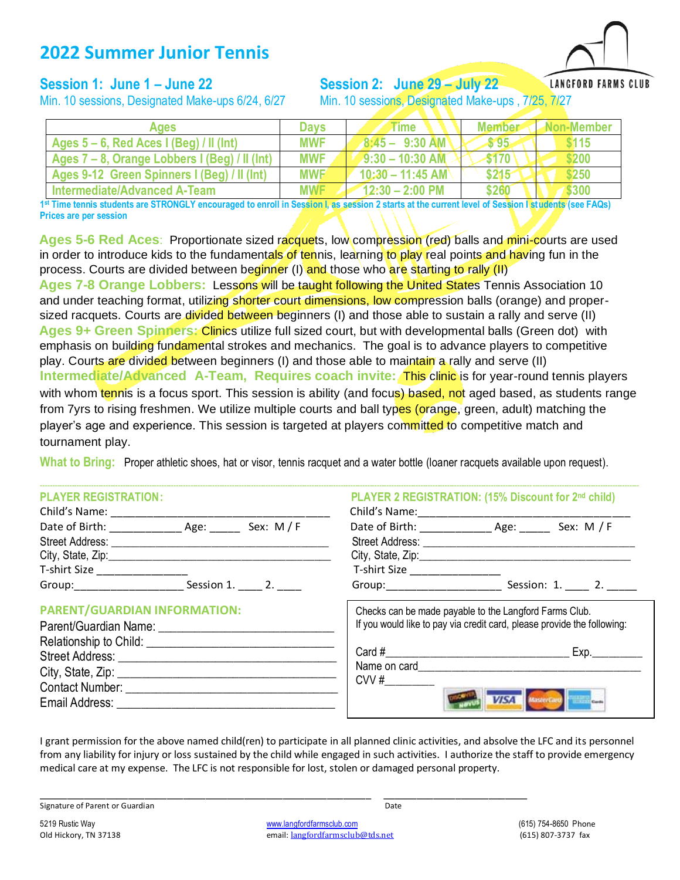# 2022 Summer Junior Tennis

LANGFORD FARMS CLUB

**Session 1: June 1 – June 22**
Min. 10 sessions, Designated Make-ups 6/24, 6/27

**Session 2: June 29 – July 22**
Min. 10 sessions, Designated Make-ups , 7/25, 7/27

| Ages | Days | Time | Member | Non-Member |
|---|---|---|---|---|
| Ages 5 – 6, Red Aces I (Beg) / II (Int) | MWF | 8:45 – 9:30 AM | $ 95 | $115 |
| Ages 7 – 8, Orange Lobbers I (Beg) / II (Int) | MWF | 9:30 – 10:30 AM | $170 | $200 |
| Ages 9-12 Green Spinners I (Beg) / II (Int) | MWF | 10:30 – 11:45 AM | $215 | $250 |
| Intermediate/Advanced A-Team | MWF | 12:30 – 2:00 PM | $260 | $300 |

1st Time tennis students are STRONGLY encouraged to enroll in Session I, as session 2 starts at the current level of Session I students (see FAQs)
Prices are per session

**Ages 5-6 Red Aces**: Proportionate sized racquets, low compression (red) balls and mini-courts are used in order to introduce kids to the fundamentals of tennis, learning to play real points and having fun in the process. Courts are divided between beginner (I) and those who are starting to rally (II)

**Ages 7-8 Orange Lobbers:** Lessons will be taught following the United States Tennis Association 10 and under teaching format, utilizing shorter court dimensions, low compression balls (orange) and proper-sized racquets. Courts are divided between beginners (I) and those able to sustain a rally and serve (II)

**Ages 9+ Green Spinners:** Clinics utilize full sized court, but with developmental balls (Green dot) with emphasis on building fundamental strokes and mechanics. The goal is to advance players to competitive play. Courts are divided between beginners (I) and those able to maintain a rally and serve (II)

**Intermediate/Advanced A-Team, Requires coach invite:** This clinic is for year-round tennis players with whom tennis is a focus sport. This session is ability (and focus) based, not aged based, as students range from 7yrs to rising freshmen. We utilize multiple courts and ball types (orange, green, adult) matching the player's age and experience. This session is targeted at players committed to competitive match and tournament play.

**What to Bring:** Proper athletic shoes, hat or visor, tennis racquet and a water bottle (loaner racquets available upon request).

---

### PLAYER REGISTRATION:

Child's Name: ___________________________________
Date of Birth: ___________ Age: _____ Sex: M / F
Street Address: ___________________________________
City, State, Zip: ___________________________________
T-shirt Size _______________
Group: _________________ Session 1. ____ 2. ____

### PLAYER 2 REGISTRATION: (15% Discount for 2nd child)

Child's Name: ___________________________________
Date of Birth: ___________ Age: _____ Sex: M / F
Street Address: ___________________________________
City, State, Zip: ___________________________________
T-shirt Size _______________
Group: _________________ Session: 1. ____ 2. _____

### PARENT/GUARDIAN INFORMATION:

Parent/Guardian Name: ___________________________
Relationship to Child: ___________________________
Street Address: ___________________________
City, State, Zip: ___________________________
Contact Number: ___________________________
Email Address: ___________________________

Checks can be made payable to the Langford Farms Club.
If you would like to pay via credit card, please provide the following:

Card #_____________________________ Exp.________
Name on card_____________________________________
CVV #________

I grant permission for the above named child(ren) to participate in all planned clinic activities, and absolve the LFC and its personnel from any liability for injury or loss sustained by the child while engaged in such activities. I authorize the staff to provide emergency medical care at my expense. The LFC is not responsible for lost, stolen or damaged personal property.

_____________________________________________ _______________________
Signature of Parent or Guardian Date

5219 Rustic Way
Old Hickory, TN 37138

www.langfordfarmsclub.com
email: langfordfarmsclub@tds.net

(615) 754-8650 Phone
(615) 807-3737 fax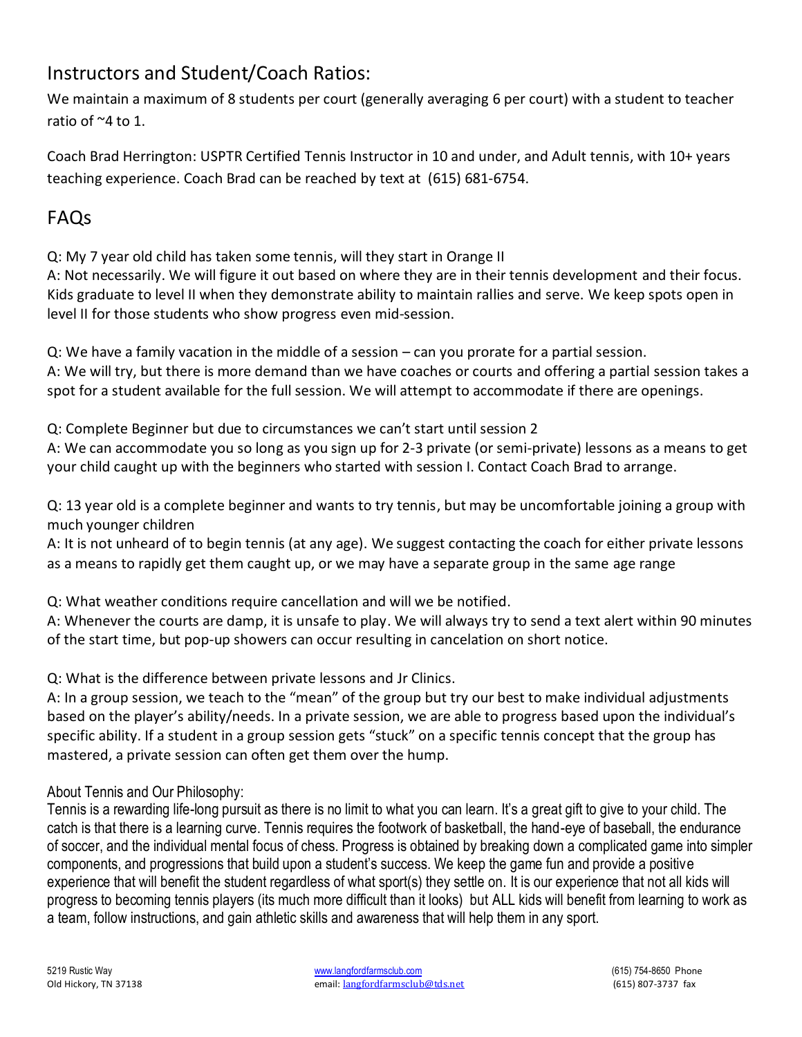## Instructors and Student/Coach Ratios:

We maintain a maximum of 8 students per court (generally averaging 6 per court) with a student to teacher ratio of ~4 to 1.

Coach Brad Herrington: USPTR Certified Tennis Instructor in 10 and under, and Adult tennis, with 10+ years teaching experience. Coach Brad can be reached by text at (615) 681-6754.

## FAQs

Q: My 7 year old child has taken some tennis, will they start in Orange II
A: Not necessarily. We will figure it out based on where they are in their tennis development and their focus. Kids graduate to level II when they demonstrate ability to maintain rallies and serve. We keep spots open in level II for those students who show progress even mid-session.

Q: We have a family vacation in the middle of a session – can you prorate for a partial session.
A: We will try, but there is more demand than we have coaches or courts and offering a partial session takes a spot for a student available for the full session. We will attempt to accommodate if there are openings.

Q: Complete Beginner but due to circumstances we can't start until session 2
A: We can accommodate you so long as you sign up for 2-3 private (or semi-private) lessons as a means to get your child caught up with the beginners who started with session I. Contact Coach Brad to arrange.

Q: 13 year old is a complete beginner and wants to try tennis, but may be uncomfortable joining a group with much younger children
A: It is not unheard of to begin tennis (at any age). We suggest contacting the coach for either private lessons as a means to rapidly get them caught up, or we may have a separate group in the same age range

Q: What weather conditions require cancellation and will we be notified.
A: Whenever the courts are damp, it is unsafe to play. We will always try to send a text alert within 90 minutes of the start time, but pop-up showers can occur resulting in cancelation on short notice.

Q: What is the difference between private lessons and Jr Clinics.
A: In a group session, we teach to the "mean" of the group but try our best to make individual adjustments based on the player's ability/needs. In a private session, we are able to progress based upon the individual's specific ability. If a student in a group session gets "stuck" on a specific tennis concept that the group has mastered, a private session can often get them over the hump.

About Tennis and Our Philosophy:

Tennis is a rewarding life-long pursuit as there is no limit to what you can learn. It's a great gift to give to your child. The catch is that there is a learning curve. Tennis requires the footwork of basketball, the hand-eye of baseball, the endurance of soccer, and the individual mental focus of chess. Progress is obtained by breaking down a complicated game into simpler components, and progressions that build upon a student's success. We keep the game fun and provide a positive experience that will benefit the student regardless of what sport(s) they settle on. It is our experience that not all kids will progress to becoming tennis players (its much more difficult than it looks) but ALL kids will benefit from learning to work as a team, follow instructions, and gain athletic skills and awareness that will help them in any sport.

5219 Rustic Way
Old Hickory, TN 37138

www.langfordfarmsclub.com
email: langfordfarmsclub@tds.net

(615) 754-8650 Phone
(615) 807-3737 fax